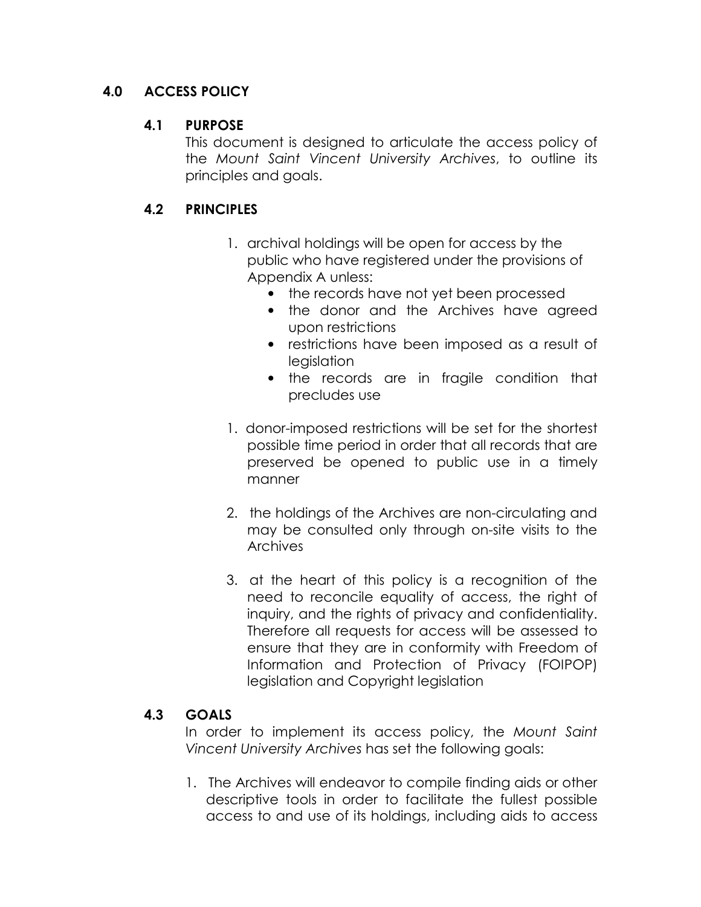# 4.0 ACCESS POLICY

## 4.1 PURPOSE

This document is designed to articulate the access policy of the *Mount Saint Vincent University Archives*, to outline its principles and goals.

## 4.2 PRINCIPLES

1. archival holdings will be open for access by the public who have registered under the provisions of Appendix A unless:
   - the records have not yet been processed
   - the donor and the Archives have agreed upon restrictions
   - restrictions have been imposed as a result of legislation
   - the records are in fragile condition that precludes use

1. donor-imposed restrictions will be set for the shortest possible time period in order that all records that are preserved be opened to public use in a timely manner

2. the holdings of the Archives are non-circulating and may be consulted only through on-site visits to the Archives

3. at the heart of this policy is a recognition of the need to reconcile equality of access, the right of inquiry, and the rights of privacy and confidentiality. Therefore all requests for access will be assessed to ensure that they are in conformity with Freedom of Information and Protection of Privacy (FOIPOP) legislation and Copyright legislation

## 4.3 GOALS

In order to implement its access policy, the *Mount Saint Vincent University Archives* has set the following goals:

1. The Archives will endeavor to compile finding aids or other descriptive tools in order to facilitate the fullest possible access to and use of its holdings, including aids to access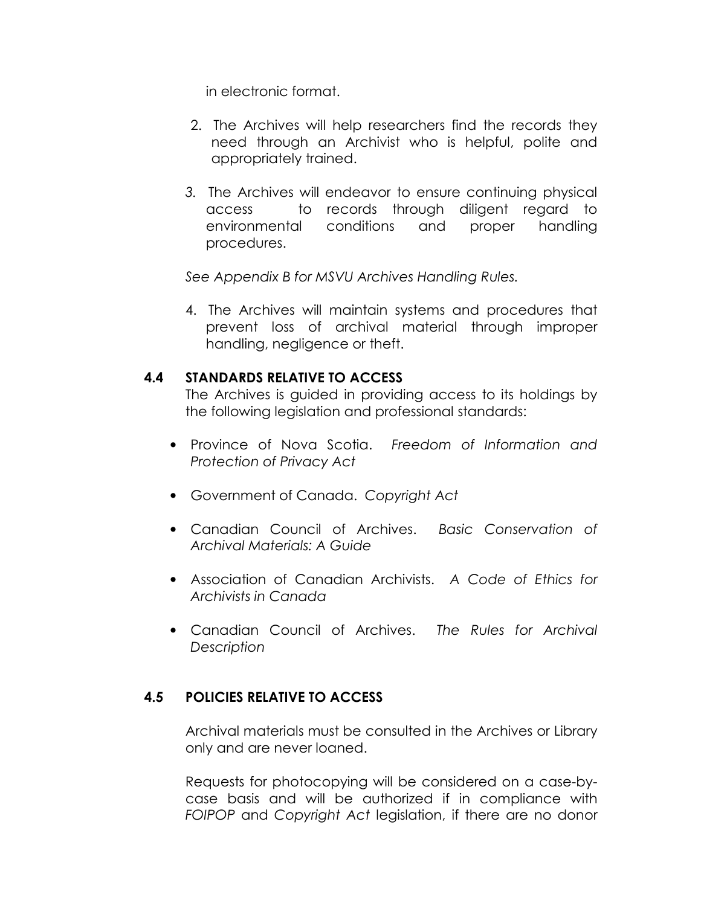in electronic format.

2. The Archives will help researchers find the records they need through an Archivist who is helpful, polite and appropriately trained.

3. The Archives will endeavor to ensure continuing physical access to records through diligent regard to environmental conditions and proper handling procedures.

*See Appendix B for MSVU Archives Handling Rules.*

4. The Archives will maintain systems and procedures that prevent loss of archival material through improper handling, negligence or theft.

## 4.4 STANDARDS RELATIVE TO ACCESS

The Archives is guided in providing access to its holdings by the following legislation and professional standards:

- Province of Nova Scotia. *Freedom of Information and Protection of Privacy Act*
- Government of Canada. *Copyright Act*
- Canadian Council of Archives. *Basic Conservation of Archival Materials: A Guide*
- Association of Canadian Archivists. *A Code of Ethics for Archivists in Canada*
- Canadian Council of Archives. *The Rules for Archival Description*

## 4.5 POLICIES RELATIVE TO ACCESS

Archival materials must be consulted in the Archives or Library only and are never loaned.

Requests for photocopying will be considered on a case-by-case basis and will be authorized if in compliance with *FOIPOP* and *Copyright Act* legislation, if there are no donor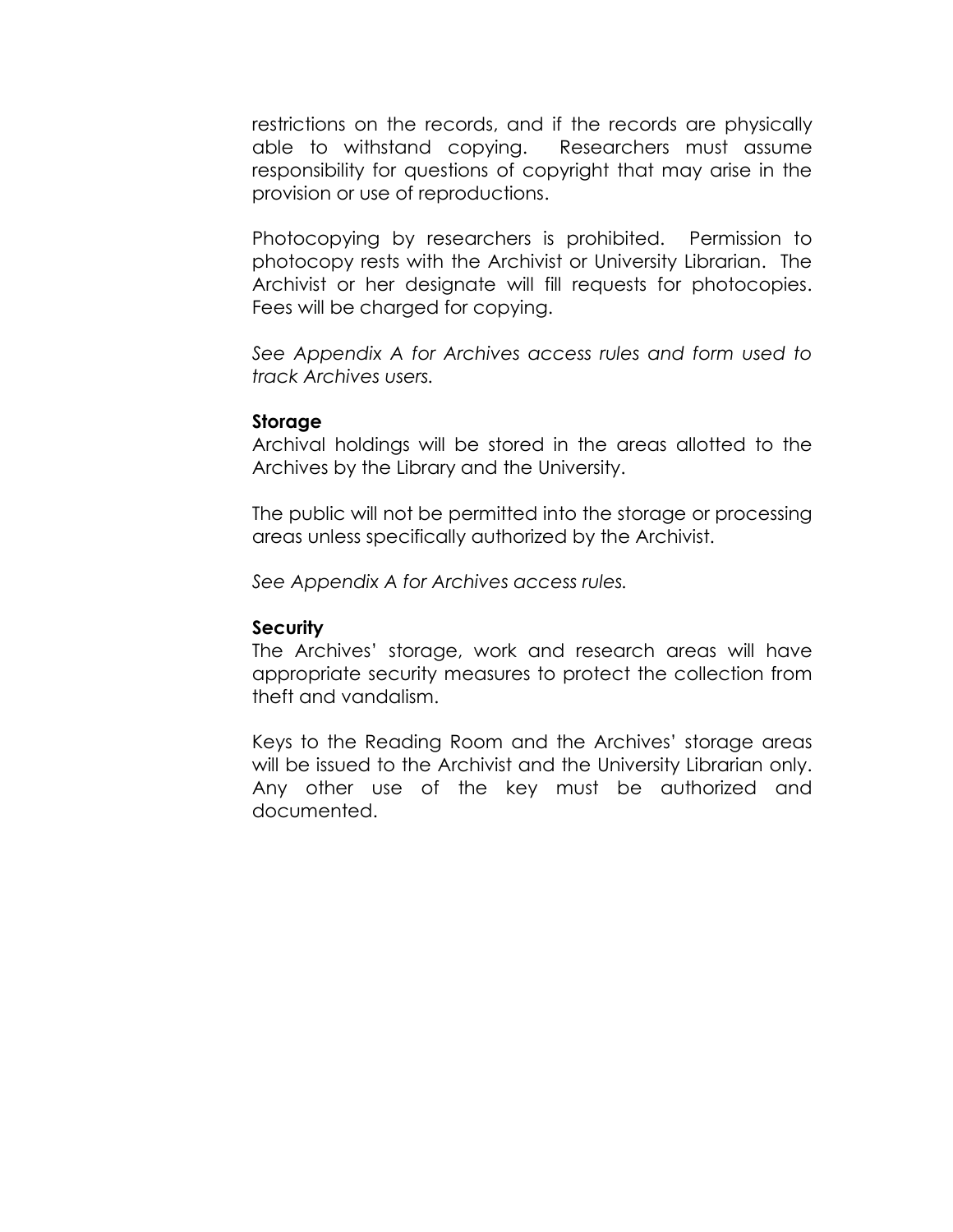restrictions on the records, and if the records are physically able to withstand copying. Researchers must assume responsibility for questions of copyright that may arise in the provision or use of reproductions.

Photocopying by researchers is prohibited. Permission to photocopy rests with the Archivist or University Librarian. The Archivist or her designate will fill requests for photocopies. Fees will be charged for copying.

*See Appendix A for Archives access rules and form used to track Archives users.*

**Storage**

Archival holdings will be stored in the areas allotted to the Archives by the Library and the University.

The public will not be permitted into the storage or processing areas unless specifically authorized by the Archivist.

*See Appendix A for Archives access rules.*

**Security**

The Archives' storage, work and research areas will have appropriate security measures to protect the collection from theft and vandalism.

Keys to the Reading Room and the Archives' storage areas will be issued to the Archivist and the University Librarian only. Any other use of the key must be authorized and documented.